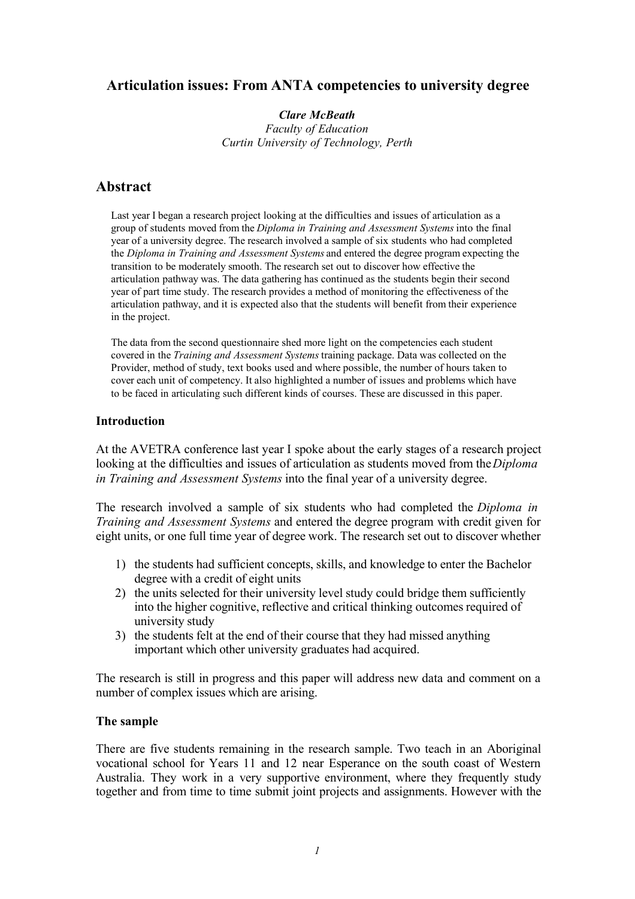# Articulation issues: From ANTA competencies to university degree

***Clare McBeath***
*Faculty of Education*
*Curtin University of Technology, Perth*

## Abstract

Last year I began a research project looking at the difficulties and issues of articulation as a group of students moved from the *Diploma in Training and Assessment Systems* into the final year of a university degree. The research involved a sample of six students who had completed the *Diploma in Training and Assessment Systems* and entered the degree program expecting the transition to be moderately smooth. The research set out to discover how effective the articulation pathway was. The data gathering has continued as the students begin their second year of part time study. The research provides a method of monitoring the effectiveness of the articulation pathway, and it is expected also that the students will benefit from their experience in the project.

The data from the second questionnaire shed more light on the competencies each student covered in the *Training and Assessment Systems* training package. Data was collected on the Provider, method of study, text books used and where possible, the number of hours taken to cover each unit of competency. It also highlighted a number of issues and problems which have to be faced in articulating such different kinds of courses. These are discussed in this paper.

### Introduction

At the AVETRA conference last year I spoke about the early stages of a research project looking at the difficulties and issues of articulation as students moved from the *Diploma in Training and Assessment Systems* into the final year of a university degree.

The research involved a sample of six students who had completed the *Diploma in Training and Assessment Systems* and entered the degree program with credit given for eight units, or one full time year of degree work. The research set out to discover whether

1) the students had sufficient concepts, skills, and knowledge to enter the Bachelor degree with a credit of eight units
2) the units selected for their university level study could bridge them sufficiently into the higher cognitive, reflective and critical thinking outcomes required of university study
3) the students felt at the end of their course that they had missed anything important which other university graduates had acquired.

The research is still in progress and this paper will address new data and comment on a number of complex issues which are arising.

### The sample

There are five students remaining in the research sample. Two teach in an Aboriginal vocational school for Years 11 and 12 near Esperance on the south coast of Western Australia. They work in a very supportive environment, where they frequently study together and from time to time submit joint projects and assignments. However with the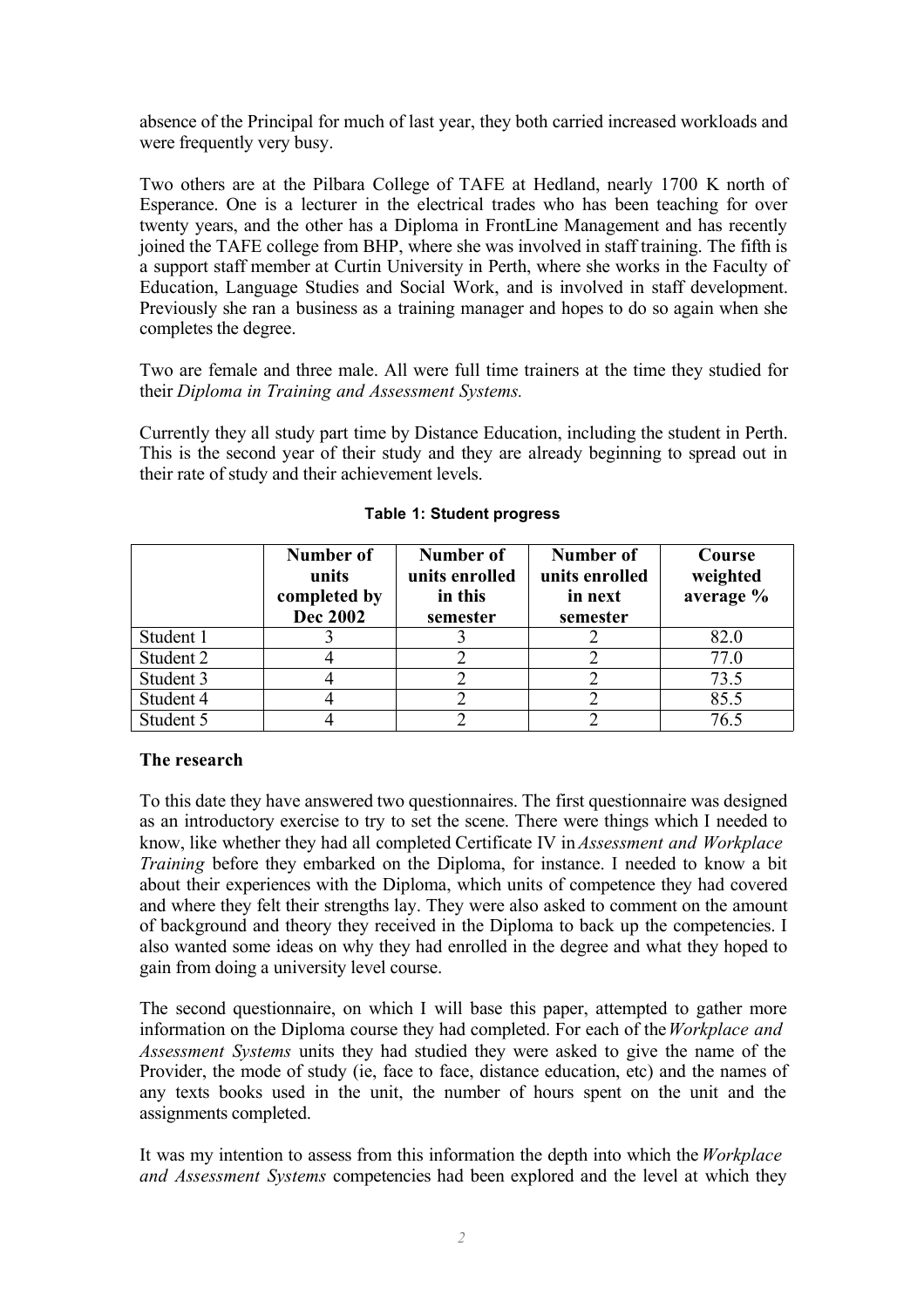absence of the Principal for much of last year, they both carried increased workloads and were frequently very busy.

Two others are at the Pilbara College of TAFE at Hedland, nearly 1700 K north of Esperance. One is a lecturer in the electrical trades who has been teaching for over twenty years, and the other has a Diploma in FrontLine Management and has recently joined the TAFE college from BHP, where she was involved in staff training. The fifth is a support staff member at Curtin University in Perth, where she works in the Faculty of Education, Language Studies and Social Work, and is involved in staff development. Previously she ran a business as a training manager and hopes to do so again when she completes the degree.

Two are female and three male. All were full time trainers at the time they studied for their *Diploma in Training and Assessment Systems.*

Currently they all study part time by Distance Education, including the student in Perth. This is the second year of their study and they are already beginning to spread out in their rate of study and their achievement levels.

**Table 1: Student progress**

| | Number of units completed by Dec 2002 | Number of units enrolled in this semester | Number of units enrolled in next semester | Course weighted average % |
|---|---|---|---|---|
| Student 1 | 3 | 3 | 2 | 82.0 |
| Student 2 | 4 | 2 | 2 | 77.0 |
| Student 3 | 4 | 2 | 2 | 73.5 |
| Student 4 | 4 | 2 | 2 | 85.5 |
| Student 5 | 4 | 2 | 2 | 76.5 |

### The research

To this date they have answered two questionnaires. The first questionnaire was designed as an introductory exercise to try to set the scene. There were things which I needed to know, like whether they had all completed Certificate IV in *Assessment and Workplace Training* before they embarked on the Diploma, for instance. I needed to know a bit about their experiences with the Diploma, which units of competence they had covered and where they felt their strengths lay. They were also asked to comment on the amount of background and theory they received in the Diploma to back up the competencies. I also wanted some ideas on why they had enrolled in the degree and what they hoped to gain from doing a university level course.

The second questionnaire, on which I will base this paper, attempted to gather more information on the Diploma course they had completed. For each of the *Workplace and Assessment Systems* units they had studied they were asked to give the name of the Provider, the mode of study (ie, face to face, distance education, etc) and the names of any texts books used in the unit, the number of hours spent on the unit and the assignments completed.

It was my intention to assess from this information the depth into which the *Workplace and Assessment Systems* competencies had been explored and the level at which they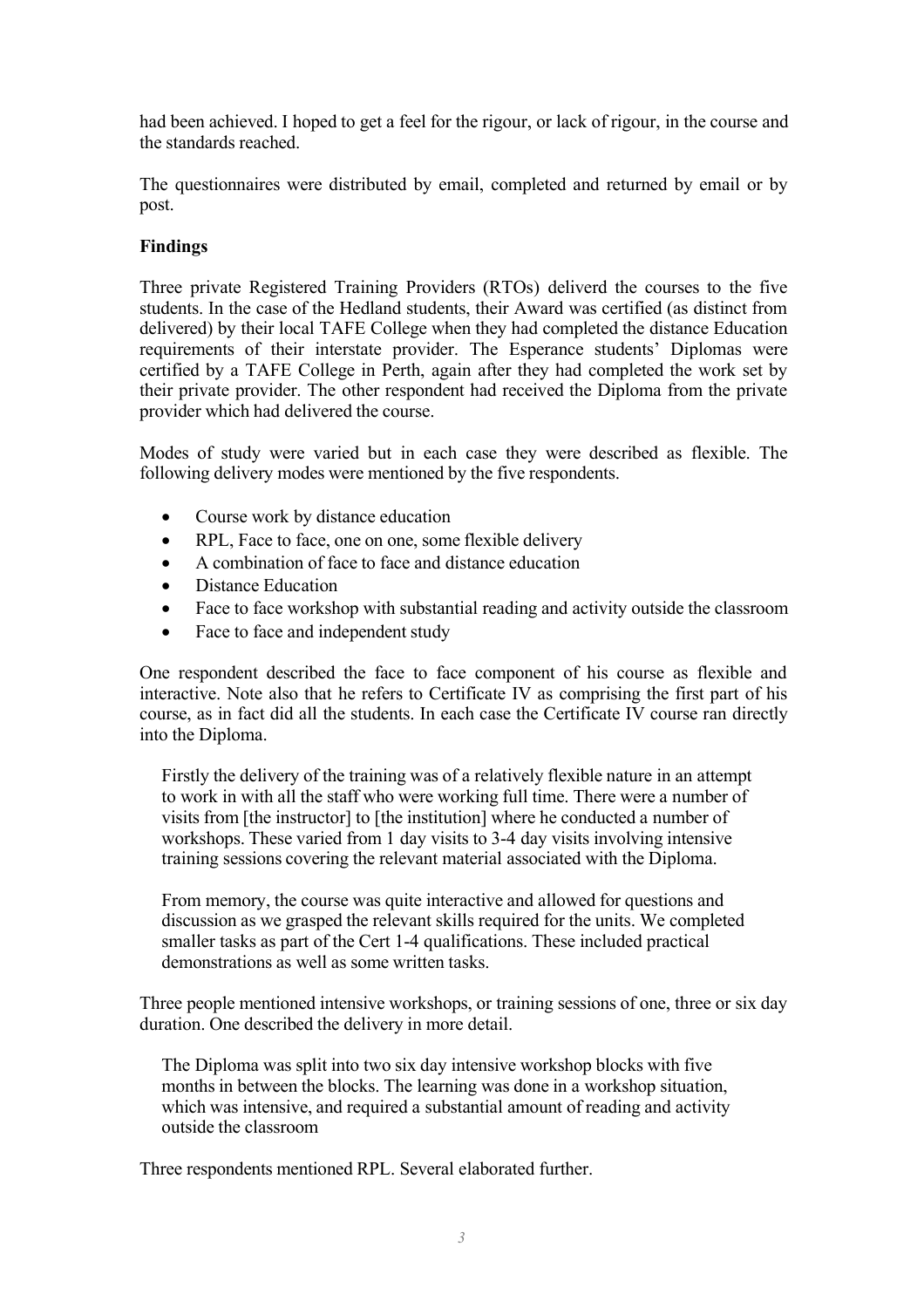had been achieved. I hoped to get a feel for the rigour, or lack of rigour, in the course and the standards reached.

The questionnaires were distributed by email, completed and returned by email or by post.

**Findings**

Three private Registered Training Providers (RTOs) deliverd the courses to the five students. In the case of the Hedland students, their Award was certified (as distinct from delivered) by their local TAFE College when they had completed the distance Education requirements of their interstate provider. The Esperance students' Diplomas were certified by a TAFE College in Perth, again after they had completed the work set by their private provider. The other respondent had received the Diploma from the private provider which had delivered the course.

Modes of study were varied but in each case they were described as flexible. The following delivery modes were mentioned by the five respondents.

- Course work by distance education
- RPL, Face to face, one on one, some flexible delivery
- A combination of face to face and distance education
- Distance Education
- Face to face workshop with substantial reading and activity outside the classroom
- Face to face and independent study

One respondent described the face to face component of his course as flexible and interactive. Note also that he refers to Certificate IV as comprising the first part of his course, as in fact did all the students. In each case the Certificate IV course ran directly into the Diploma.

> Firstly the delivery of the training was of a relatively flexible nature in an attempt to work in with all the staff who were working full time. There were a number of visits from [the instructor] to [the institution] where he conducted a number of workshops. These varied from 1 day visits to 3-4 day visits involving intensive training sessions covering the relevant material associated with the Diploma.
>
> From memory, the course was quite interactive and allowed for questions and discussion as we grasped the relevant skills required for the units. We completed smaller tasks as part of the Cert 1-4 qualifications. These included practical demonstrations as well as some written tasks.

Three people mentioned intensive workshops, or training sessions of one, three or six day duration. One described the delivery in more detail.

> The Diploma was split into two six day intensive workshop blocks with five months in between the blocks. The learning was done in a workshop situation, which was intensive, and required a substantial amount of reading and activity outside the classroom

Three respondents mentioned RPL. Several elaborated further.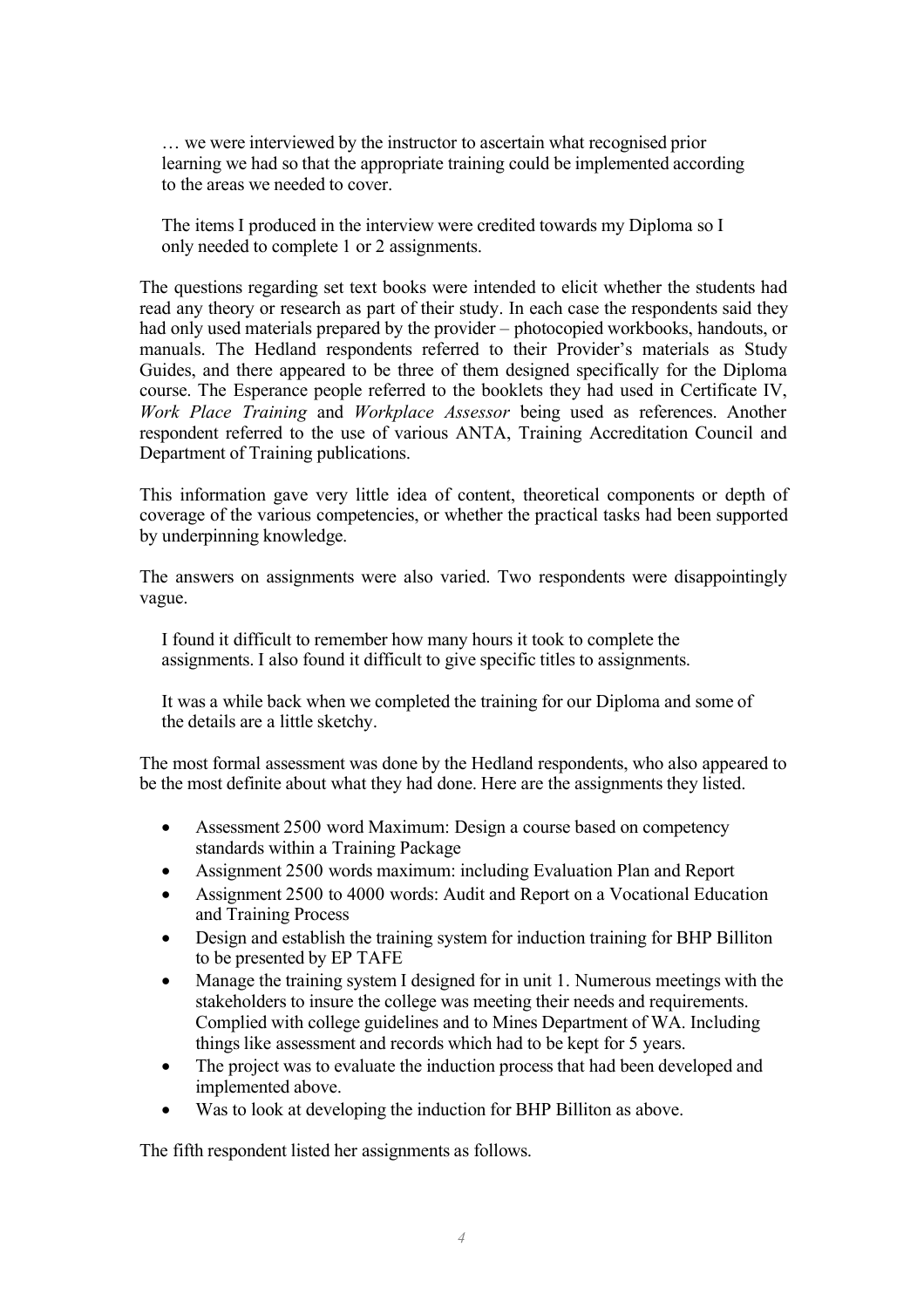> … we were interviewed by the instructor to ascertain what recognised prior learning we had so that the appropriate training could be implemented according to the areas we needed to cover.
>
> The items I produced in the interview were credited towards my Diploma so I only needed to complete 1 or 2 assignments.

The questions regarding set text books were intended to elicit whether the students had read any theory or research as part of their study. In each case the respondents said they had only used materials prepared by the provider – photocopied workbooks, handouts, or manuals. The Hedland respondents referred to their Provider's materials as Study Guides, and there appeared to be three of them designed specifically for the Diploma course. The Esperance people referred to the booklets they had used in Certificate IV, *Work Place Training* and *Workplace Assessor* being used as references. Another respondent referred to the use of various ANTA, Training Accreditation Council and Department of Training publications.

This information gave very little idea of content, theoretical components or depth of coverage of the various competencies, or whether the practical tasks had been supported by underpinning knowledge.

The answers on assignments were also varied. Two respondents were disappointingly vague.

> I found it difficult to remember how many hours it took to complete the assignments. I also found it difficult to give specific titles to assignments.
>
> It was a while back when we completed the training for our Diploma and some of the details are a little sketchy.

The most formal assessment was done by the Hedland respondents, who also appeared to be the most definite about what they had done. Here are the assignments they listed.

- Assessment 2500 word Maximum: Design a course based on competency standards within a Training Package
- Assignment 2500 words maximum: including Evaluation Plan and Report
- Assignment 2500 to 4000 words: Audit and Report on a Vocational Education and Training Process
- Design and establish the training system for induction training for BHP Billiton to be presented by EP TAFE
- Manage the training system I designed for in unit 1. Numerous meetings with the stakeholders to insure the college was meeting their needs and requirements. Complied with college guidelines and to Mines Department of WA. Including things like assessment and records which had to be kept for 5 years.
- The project was to evaluate the induction process that had been developed and implemented above.
- Was to look at developing the induction for BHP Billiton as above.

The fifth respondent listed her assignments as follows.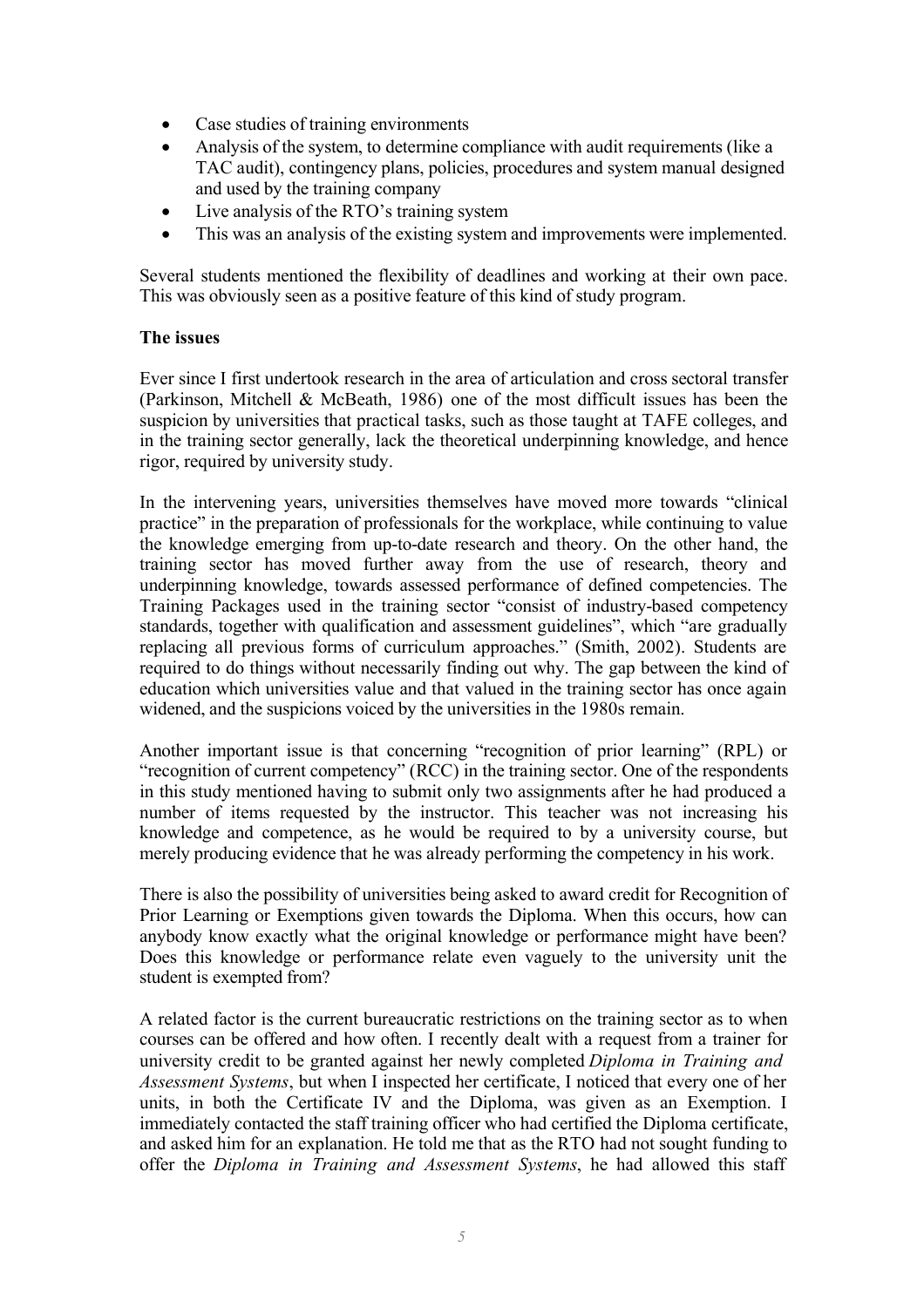- Case studies of training environments
- Analysis of the system, to determine compliance with audit requirements (like a TAC audit), contingency plans, policies, procedures and system manual designed and used by the training company
- Live analysis of the RTO's training system
- This was an analysis of the existing system and improvements were implemented.

Several students mentioned the flexibility of deadlines and working at their own pace. This was obviously seen as a positive feature of this kind of study program.

**The issues**

Ever since I first undertook research in the area of articulation and cross sectoral transfer (Parkinson, Mitchell & McBeath, 1986) one of the most difficult issues has been the suspicion by universities that practical tasks, such as those taught at TAFE colleges, and in the training sector generally, lack the theoretical underpinning knowledge, and hence rigor, required by university study.

In the intervening years, universities themselves have moved more towards "clinical practice" in the preparation of professionals for the workplace, while continuing to value the knowledge emerging from up-to-date research and theory. On the other hand, the training sector has moved further away from the use of research, theory and underpinning knowledge, towards assessed performance of defined competencies. The Training Packages used in the training sector "consist of industry-based competency standards, together with qualification and assessment guidelines", which "are gradually replacing all previous forms of curriculum approaches." (Smith, 2002). Students are required to do things without necessarily finding out why. The gap between the kind of education which universities value and that valued in the training sector has once again widened, and the suspicions voiced by the universities in the 1980s remain.

Another important issue is that concerning "recognition of prior learning" (RPL) or "recognition of current competency" (RCC) in the training sector. One of the respondents in this study mentioned having to submit only two assignments after he had produced a number of items requested by the instructor. This teacher was not increasing his knowledge and competence, as he would be required to by a university course, but merely producing evidence that he was already performing the competency in his work.

There is also the possibility of universities being asked to award credit for Recognition of Prior Learning or Exemptions given towards the Diploma. When this occurs, how can anybody know exactly what the original knowledge or performance might have been? Does this knowledge or performance relate even vaguely to the university unit the student is exempted from?

A related factor is the current bureaucratic restrictions on the training sector as to when courses can be offered and how often. I recently dealt with a request from a trainer for university credit to be granted against her newly completed *Diploma in Training and Assessment Systems*, but when I inspected her certificate, I noticed that every one of her units, in both the Certificate IV and the Diploma, was given as an Exemption. I immediately contacted the staff training officer who had certified the Diploma certificate, and asked him for an explanation. He told me that as the RTO had not sought funding to offer the *Diploma in Training and Assessment Systems*, he had allowed this staff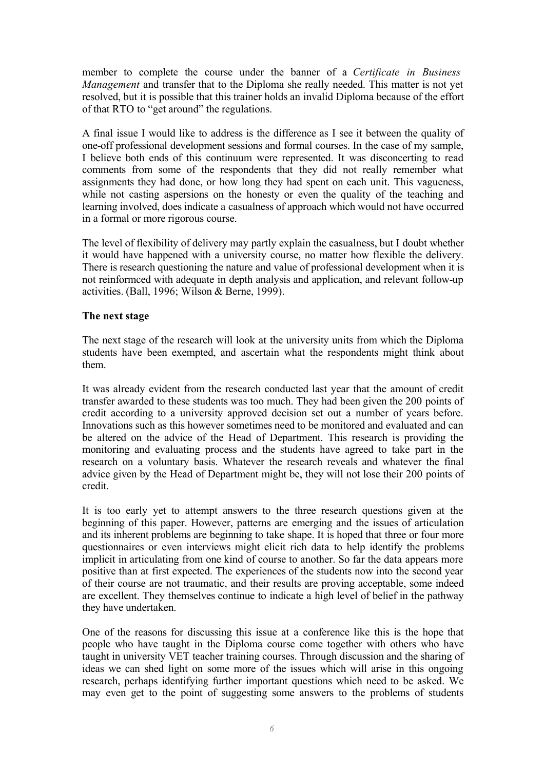member to complete the course under the banner of a *Certificate in Business Management* and transfer that to the Diploma she really needed. This matter is not yet resolved, but it is possible that this trainer holds an invalid Diploma because of the effort of that RTO to "get around" the regulations.

A final issue I would like to address is the difference as I see it between the quality of one-off professional development sessions and formal courses. In the case of my sample, I believe both ends of this continuum were represented. It was disconcerting to read comments from some of the respondents that they did not really remember what assignments they had done, or how long they had spent on each unit. This vagueness, while not casting aspersions on the honesty or even the quality of the teaching and learning involved, does indicate a casualness of approach which would not have occurred in a formal or more rigorous course.

The level of flexibility of delivery may partly explain the casualness, but I doubt whether it would have happened with a university course, no matter how flexible the delivery. There is research questioning the nature and value of professional development when it is not reinformced with adequate in depth analysis and application, and relevant follow-up activities. (Ball, 1996; Wilson & Berne, 1999).

**The next stage**

The next stage of the research will look at the university units from which the Diploma students have been exempted, and ascertain what the respondents might think about them.

It was already evident from the research conducted last year that the amount of credit transfer awarded to these students was too much. They had been given the 200 points of credit according to a university approved decision set out a number of years before. Innovations such as this however sometimes need to be monitored and evaluated and can be altered on the advice of the Head of Department. This research is providing the monitoring and evaluating process and the students have agreed to take part in the research on a voluntary basis. Whatever the research reveals and whatever the final advice given by the Head of Department might be, they will not lose their 200 points of credit.

It is too early yet to attempt answers to the three research questions given at the beginning of this paper. However, patterns are emerging and the issues of articulation and its inherent problems are beginning to take shape. It is hoped that three or four more questionnaires or even interviews might elicit rich data to help identify the problems implicit in articulating from one kind of course to another. So far the data appears more positive than at first expected. The experiences of the students now into the second year of their course are not traumatic, and their results are proving acceptable, some indeed are excellent. They themselves continue to indicate a high level of belief in the pathway they have undertaken.

One of the reasons for discussing this issue at a conference like this is the hope that people who have taught in the Diploma course come together with others who have taught in university VET teacher training courses. Through discussion and the sharing of ideas we can shed light on some more of the issues which will arise in this ongoing research, perhaps identifying further important questions which need to be asked. We may even get to the point of suggesting some answers to the problems of students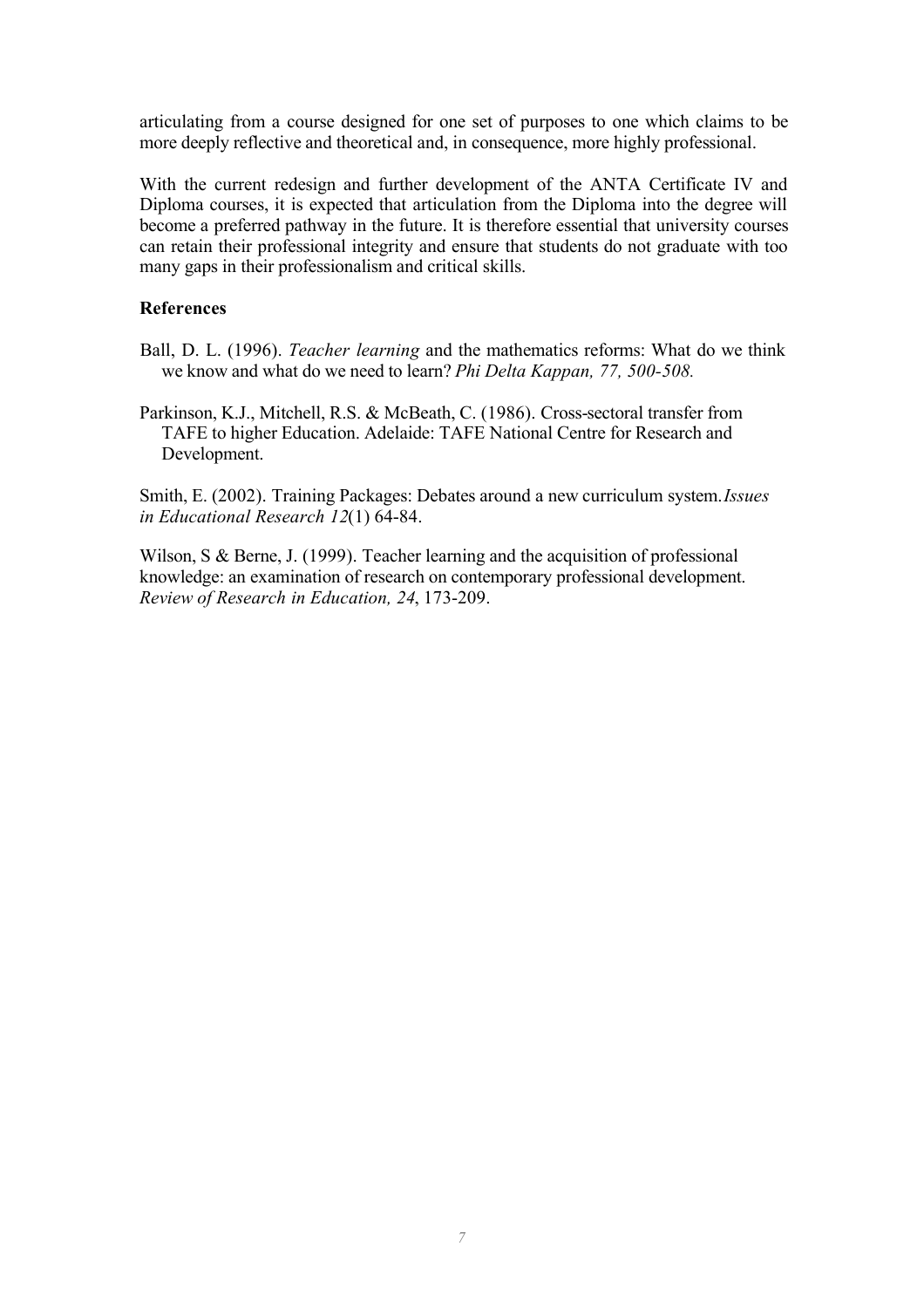articulating from a course designed for one set of purposes to one which claims to be more deeply reflective and theoretical and, in consequence, more highly professional.

With the current redesign and further development of the ANTA Certificate IV and Diploma courses, it is expected that articulation from the Diploma into the degree will become a preferred pathway in the future. It is therefore essential that university courses can retain their professional integrity and ensure that students do not graduate with too many gaps in their professionalism and critical skills.

**References**

Ball, D. L. (1996). *Teacher learning* and the mathematics reforms: What do we think we know and what do we need to learn? *Phi Delta Kappan, 77, 500-508.*

Parkinson, K.J., Mitchell, R.S. & McBeath, C. (1986). Cross-sectoral transfer from TAFE to higher Education. Adelaide: TAFE National Centre for Research and Development.

Smith, E. (2002). Training Packages: Debates around a new curriculum system. *Issues in Educational Research 12*(1) 64-84.

Wilson, S & Berne, J. (1999). Teacher learning and the acquisition of professional knowledge: an examination of research on contemporary professional development. *Review of Research in Education, 24*, 173-209.